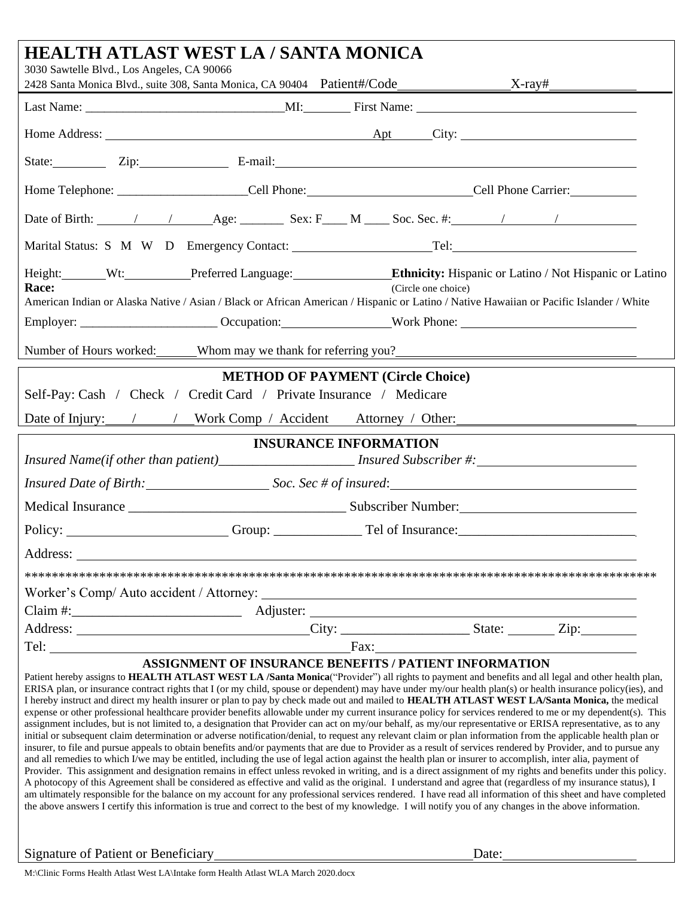# HEALTH ATLAST WEST LA / SANTA MONICA

3030 Sawtelle Blvd., Los Angeles, CA 90066

2428 Santa Monica Blvd., suite 308, Santa Monica, CA 90404 Patient#/Code________________ X-ray#____________

Last Name: ________________________________ MI:________ First Name: ________________________________

Home Address: ____________________________________________ Apt______ City: ____________________________

State:_________ Zip:______________ E-mail:______________________________________________________

Home Telephone: _____________________ Cell Phone:__________________________ Cell Phone Carrier:__________

Date of Birth: _____/_____/______ Age: _______ Sex: F____ M ____ Soc. Sec. #:_______/_______/___________

Marital Status: S M W D Emergency Contact: ______________________ Tel:____________________________

Height:_______ Wt:__________ Preferred Language:_______________ **Ethnicity:** Hispanic or Latino / Not Hispanic or Latino

**Race:** (Circle one choice)

American Indian or Alaska Native / Asian / Black or African American / Hispanic or Latino / Native Hawaiian or Pacific Islander / White

Employer: ______________________ Occupation:_________________ Work Phone: ____________________________

Number of Hours worked:______ Whom may we thank for referring you?______________________________________

## METHOD OF PAYMENT (Circle Choice)

Self-Pay: Cash / Check / Credit Card / Private Insurance / Medicare

Date of Injury:____/_____/___ Work Comp / Accident Attorney / Other:__________________________

## INSURANCE INFORMATION

*Insured Name(if other than patient)*___________________ *Insured Subscriber #:*______________________

*Insured Date of Birth:*__________________ *Soc. Sec # of insured*:____________________________________

Medical Insurance _______________________________ Subscriber Number:_________________________

Policy: _______________________ Group: _____________ Tel of Insurance:__________________________

Address: ______________________________________________________________________________

*********************************************************************************************

Worker's Comp/ Auto accident / Attorney: ________________________________________________________

Claim #:_________________________ Adjuster: ___________________________________________________

Address: ___________________________________ City: ___________________ State: _______ Zip:________

Tel: ____________________________________________ Fax:________________________________________

## ASSIGNMENT OF INSURANCE BENEFITS / PATIENT INFORMATION

Patient hereby assigns to **HEALTH ATLAST WEST LA /Santa Monica**("Provider") all rights to payment and benefits and all legal and other health plan, ERISA plan, or insurance contract rights that I (or my child, spouse or dependent) may have under my/our health plan(s) or health insurance policy(ies), and I hereby instruct and direct my health insurer or plan to pay by check made out and mailed to **HEALTH ATLAST WEST LA/Santa Monica,** the medical expense or other professional healthcare provider benefits allowable under my current insurance policy for services rendered to me or my dependent(s). This assignment includes, but is not limited to, a designation that Provider can act on my/our behalf, as my/our representative or ERISA representative, as to any initial or subsequent claim determination or adverse notification/denial, to request any relevant claim or plan information from the applicable health plan or insurer, to file and pursue appeals to obtain benefits and/or payments that are due to Provider as a result of services rendered by Provider, and to pursue any and all remedies to which I/we may be entitled, including the use of legal action against the health plan or insurer to accomplish, inter alia, payment of Provider. This assignment and designation remains in effect unless revoked in writing, and is a direct assignment of my rights and benefits under this policy. A photocopy of this Agreement shall be considered as effective and valid as the original. I understand and agree that (regardless of my insurance status), I am ultimately responsible for the balance on my account for any professional services rendered. I have read all information of this sheet and have completed the above answers I certify this information is true and correct to the best of my knowledge. I will notify you of any changes in the above information.

Signature of Patient or Beneficiary_______________________________________ Date:____________________

M:\Clinic Forms Health Atlast West LA\Intake form Health Atlast WLA March 2020.docx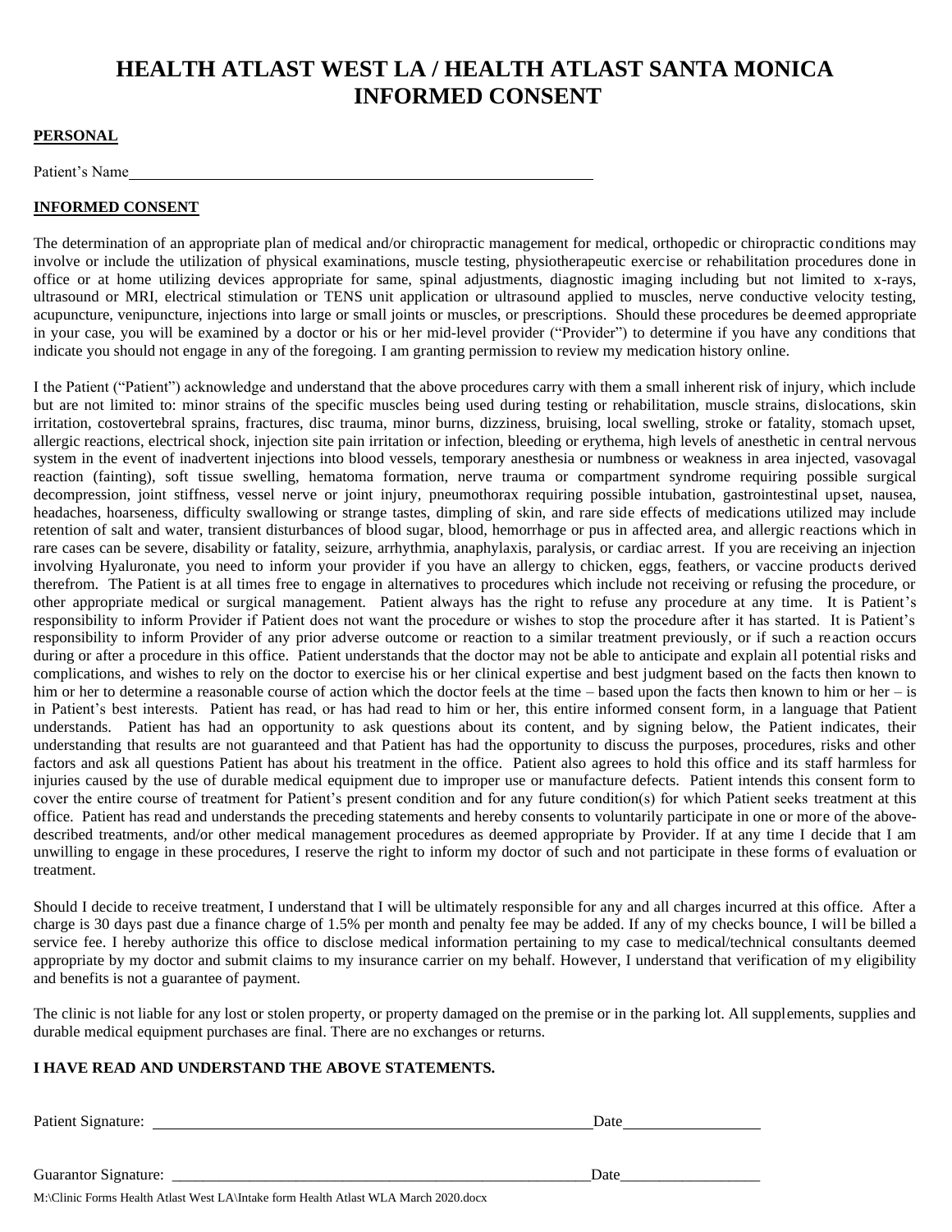# HEALTH ATLAST WEST LA / HEALTH ATLAST SANTA MONICA INFORMED CONSENT

**PERSONAL**

Patient's Name\_\_\_\_\_\_\_\_\_\_\_\_\_\_\_\_\_\_\_\_\_\_\_\_\_\_\_\_\_\_\_\_\_\_\_\_\_\_\_\_\_\_\_\_\_\_\_\_\_\_\_\_\_\_\_\_\_\_

**INFORMED CONSENT**

The determination of an appropriate plan of medical and/or chiropractic management for medical, orthopedic or chiropractic conditions may involve or include the utilization of physical examinations, muscle testing, physiotherapeutic exercise or rehabilitation procedures done in office or at home utilizing devices appropriate for same, spinal adjustments, diagnostic imaging including but not limited to x-rays, ultrasound or MRI, electrical stimulation or TENS unit application or ultrasound applied to muscles, nerve conductive velocity testing, acupuncture, venipuncture, injections into large or small joints or muscles, or prescriptions. Should these procedures be deemed appropriate in your case, you will be examined by a doctor or his or her mid-level provider ("Provider") to determine if you have any conditions that indicate you should not engage in any of the foregoing. I am granting permission to review my medication history online.

I the Patient ("Patient") acknowledge and understand that the above procedures carry with them a small inherent risk of injury, which include but are not limited to: minor strains of the specific muscles being used during testing or rehabilitation, muscle strains, dislocations, skin irritation, costovertebral sprains, fractures, disc trauma, minor burns, dizziness, bruising, local swelling, stroke or fatality, stomach upset, allergic reactions, electrical shock, injection site pain irritation or infection, bleeding or erythema, high levels of anesthetic in central nervous system in the event of inadvertent injections into blood vessels, temporary anesthesia or numbness or weakness in area injected, vasovagal reaction (fainting), soft tissue swelling, hematoma formation, nerve trauma or compartment syndrome requiring possible surgical decompression, joint stiffness, vessel nerve or joint injury, pneumothorax requiring possible intubation, gastrointestinal upset, nausea, headaches, hoarseness, difficulty swallowing or strange tastes, dimpling of skin, and rare side effects of medications utilized may include retention of salt and water, transient disturbances of blood sugar, blood, hemorrhage or pus in affected area, and allergic reactions which in rare cases can be severe, disability or fatality, seizure, arrhythmia, anaphylaxis, paralysis, or cardiac arrest. If you are receiving an injection involving Hyaluronate, you need to inform your provider if you have an allergy to chicken, eggs, feathers, or vaccine products derived therefrom. The Patient is at all times free to engage in alternatives to procedures which include not receiving or refusing the procedure, or other appropriate medical or surgical management. Patient always has the right to refuse any procedure at any time. It is Patient's responsibility to inform Provider if Patient does not want the procedure or wishes to stop the procedure after it has started. It is Patient's responsibility to inform Provider of any prior adverse outcome or reaction to a similar treatment previously, or if such a reaction occurs during or after a procedure in this office. Patient understands that the doctor may not be able to anticipate and explain all potential risks and complications, and wishes to rely on the doctor to exercise his or her clinical expertise and best judgment based on the facts then known to him or her to determine a reasonable course of action which the doctor feels at the time – based upon the facts then known to him or her – is in Patient's best interests. Patient has read, or has had read to him or her, this entire informed consent form, in a language that Patient understands. Patient has had an opportunity to ask questions about its content, and by signing below, the Patient indicates, their understanding that results are not guaranteed and that Patient has had the opportunity to discuss the purposes, procedures, risks and other factors and ask all questions Patient has about his treatment in the office. Patient also agrees to hold this office and its staff harmless for injuries caused by the use of durable medical equipment due to improper use or manufacture defects. Patient intends this consent form to cover the entire course of treatment for Patient's present condition and for any future condition(s) for which Patient seeks treatment at this office. Patient has read and understands the preceding statements and hereby consents to voluntarily participate in one or more of the above-described treatments, and/or other medical management procedures as deemed appropriate by Provider. If at any time I decide that I am unwilling to engage in these procedures, I reserve the right to inform my doctor of such and not participate in these forms of evaluation or treatment.

Should I decide to receive treatment, I understand that I will be ultimately responsible for any and all charges incurred at this office. After a charge is 30 days past due a finance charge of 1.5% per month and penalty fee may be added. If any of my checks bounce, I will be billed a service fee. I hereby authorize this office to disclose medical information pertaining to my case to medical/technical consultants deemed appropriate by my doctor and submit claims to my insurance carrier on my behalf. However, I understand that verification of my eligibility and benefits is not a guarantee of payment.

The clinic is not liable for any lost or stolen property, or property damaged on the premise or in the parking lot. All supplements, supplies and durable medical equipment purchases are final. There are no exchanges or returns.

**I HAVE READ AND UNDERSTAND THE ABOVE STATEMENTS.**

Patient Signature: \_\_\_\_\_\_\_\_\_\_\_\_\_\_\_\_\_\_\_\_\_\_\_\_\_\_\_\_\_\_\_\_\_\_\_\_\_\_\_\_\_\_\_\_\_\_\_\_\_\_\_\_\_\_\_\_ Date\_\_\_\_\_\_\_\_\_\_\_\_\_\_\_\_\_\_

Guarantor Signature: \_\_\_\_\_\_\_\_\_\_\_\_\_\_\_\_\_\_\_\_\_\_\_\_\_\_\_\_\_\_\_\_\_\_\_\_\_\_\_\_\_\_\_\_\_\_\_\_\_\_\_\_\_\_ Date\_\_\_\_\_\_\_\_\_\_\_\_\_\_\_\_\_\_

M:\Clinic Forms Health Atlast West LA\Intake form Health Atlast WLA March 2020.docx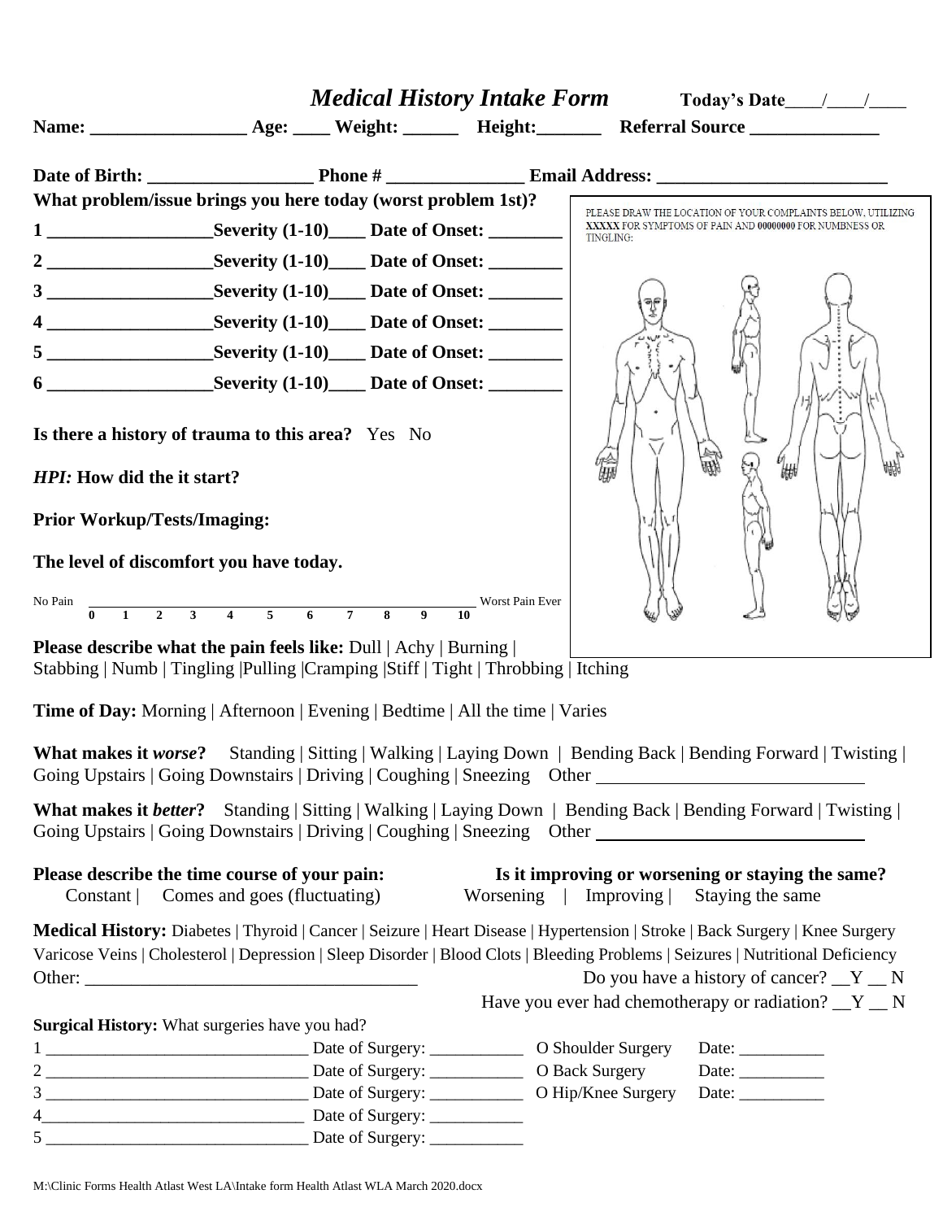# *Medical History Intake Form*

**Today's Date\_\_\_\_/\_\_\_\_/\_\_\_\_**

**Name: \_\_\_\_\_\_\_\_\_\_\_\_\_\_\_\_\_ Age: \_\_\_\_ Weight: \_\_\_\_\_\_ Height:\_\_\_\_\_\_\_ Referral Source \_\_\_\_\_\_\_\_\_\_\_\_\_\_**

**Date of Birth: \_\_\_\_\_\_\_\_\_\_\_\_\_\_\_\_\_\_ Phone # \_\_\_\_\_\_\_\_\_\_\_\_\_\_\_ Email Address: \_\_\_\_\_\_\_\_\_\_\_\_\_\_\_\_\_\_\_\_\_\_\_\_\_**

**What problem/issue brings you here today (worst problem 1st)?**

**1 \_\_\_\_\_\_\_\_\_\_\_\_\_\_\_\_\_\_Severity (1-10)\_\_\_\_ Date of Onset: \_\_\_\_\_\_\_\_**

**2 \_\_\_\_\_\_\_\_\_\_\_\_\_\_\_\_\_\_Severity (1-10)\_\_\_\_ Date of Onset: \_\_\_\_\_\_\_\_**

**3 \_\_\_\_\_\_\_\_\_\_\_\_\_\_\_\_\_\_Severity (1-10)\_\_\_\_ Date of Onset: \_\_\_\_\_\_\_\_**

**4 \_\_\_\_\_\_\_\_\_\_\_\_\_\_\_\_\_\_Severity (1-10)\_\_\_\_ Date of Onset: \_\_\_\_\_\_\_\_**

**5 \_\_\_\_\_\_\_\_\_\_\_\_\_\_\_\_\_\_Severity (1-10)\_\_\_\_ Date of Onset: \_\_\_\_\_\_\_\_**

**6 \_\_\_\_\_\_\_\_\_\_\_\_\_\_\_\_\_\_Severity (1-10)\_\_\_\_ Date of Onset: \_\_\_\_\_\_\_\_**

PLEASE DRAW THE LOCATION OF YOUR COMPLAINTS BELOW, UTILIZING XXXXX FOR SYMPTOMS OF PAIN AND 00000000 FOR NUMBNESS OR TINGLING:

**Is there a history of trauma to this area?** Yes No

***HPI:* How did the it start?**

**Prior Workup/Tests/Imaging:**

**The level of discomfort you have today.**

No Pain \_\_\_\_\_\_\_\_\_\_\_\_\_\_\_\_\_\_\_\_\_\_\_\_\_\_\_\_\_\_\_\_ Worst Pain Ever
0 1 2 3 4 5 6 7 8 9 10

**Please describe what the pain feels like:** Dull | Achy | Burning | Stabbing | Numb | Tingling |Pulling |Cramping |Stiff | Tight | Throbbing | Itching

**Time of Day:** Morning | Afternoon | Evening | Bedtime | All the time | Varies

**What makes it *worse*?** Standing | Sitting | Walking | Laying Down | Bending Back | Bending Forward | Twisting | Going Upstairs | Going Downstairs | Driving | Coughing | Sneezing Other \_\_\_\_\_\_\_\_\_\_\_\_\_\_\_\_\_\_\_\_\_\_\_\_\_\_\_\_\_\_

**What makes it *better*?** Standing | Sitting | Walking | Laying Down | Bending Back | Bending Forward | Twisting | Going Upstairs | Going Downstairs | Driving | Coughing | Sneezing Other \_\_\_\_\_\_\_\_\_\_\_\_\_\_\_\_\_\_\_\_\_\_\_\_\_\_\_\_\_\_

**Please describe the time course of your pain:**
Constant | Comes and goes (fluctuating)

**Is it improving or worsening or staying the same?**
Worsening | Improving | Staying the same

**Medical History:** Diabetes | Thyroid | Cancer | Seizure | Heart Disease | Hypertension | Stroke | Back Surgery | Knee Surgery Varicose Veins | Cholesterol | Depression | Sleep Disorder | Blood Clots | Bleeding Problems | Seizures | Nutritional Deficiency

Other: \_\_\_\_\_\_\_\_\_\_\_\_\_\_\_\_\_\_\_\_\_\_\_\_\_\_\_\_\_\_\_\_\_\_\_\_\_\_\_

Do you have a history of cancer? \_\_Y \_\_ N

Have you ever had chemotherapy or radiation? \_\_Y \_\_ N

**Surgical History:** What surgeries have you had?

1 \_\_\_\_\_\_\_\_\_\_\_\_\_\_\_\_\_\_\_\_\_\_\_\_\_\_\_\_\_\_\_\_ Date of Surgery: \_\_\_\_\_\_\_\_\_\_\_ O Shoulder Surgery Date: \_\_\_\_\_\_\_\_\_\_

2 \_\_\_\_\_\_\_\_\_\_\_\_\_\_\_\_\_\_\_\_\_\_\_\_\_\_\_\_\_\_\_\_ Date of Surgery: \_\_\_\_\_\_\_\_\_\_\_ O Back Surgery Date: \_\_\_\_\_\_\_\_\_\_

3 \_\_\_\_\_\_\_\_\_\_\_\_\_\_\_\_\_\_\_\_\_\_\_\_\_\_\_\_\_\_\_\_ Date of Surgery: \_\_\_\_\_\_\_\_\_\_\_ O Hip/Knee Surgery Date: \_\_\_\_\_\_\_\_\_\_

4\_\_\_\_\_\_\_\_\_\_\_\_\_\_\_\_\_\_\_\_\_\_\_\_\_\_\_\_\_\_\_\_ Date of Surgery: \_\_\_\_\_\_\_\_\_\_\_

5 \_\_\_\_\_\_\_\_\_\_\_\_\_\_\_\_\_\_\_\_\_\_\_\_\_\_\_\_\_\_\_\_ Date of Surgery: \_\_\_\_\_\_\_\_\_\_\_

M:\Clinic Forms Health Atlast West LA\Intake form Health Atlast WLA March 2020.docx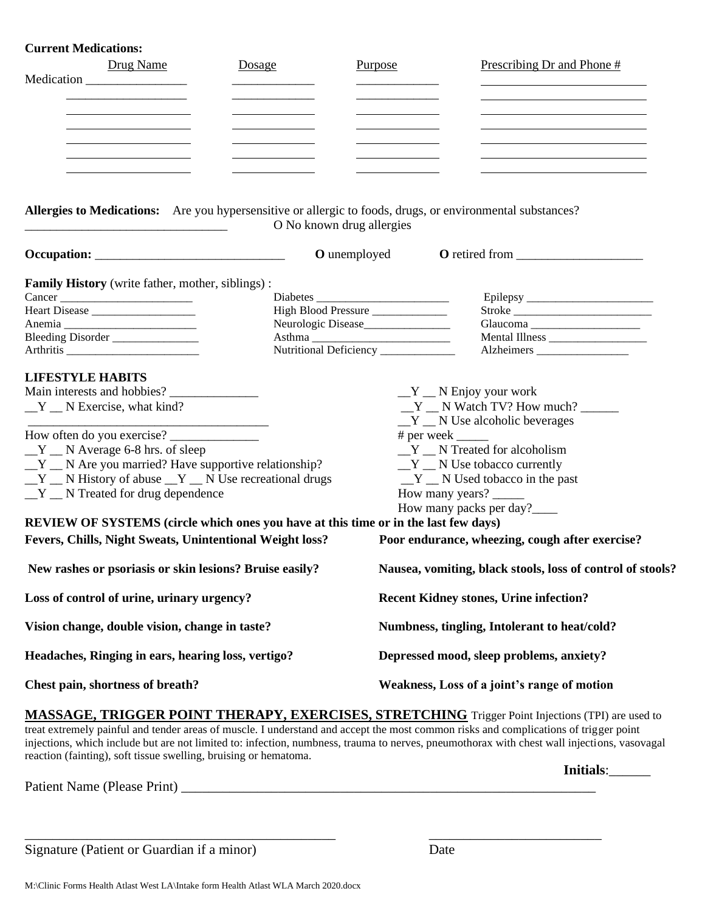**Current Medications:**

| | Drug Name | Dosage | Purpose | Prescribing Dr and Phone # |
|---|---|---|---|---|
| Medication | ________________ | _____________ | _____________ | ___________________________ |
| | | | | |
| | | | | |
| | | | | |
| | | | | |
| | | | | |
| | | | | |

**Allergies to Medications:** Are you hypersensitive or allergic to foods, drugs, or environmental substances?
________________________________ O No known drug allergies

**Occupation:** ______________________________ **O** unemployed **O** retired from ____________________

**Family History** (write father, mother, siblings) :

Cancer _______________________
Heart Disease __________________
Anemia _______________________
Bleeding Disorder _______________
Arthritis _______________________
Diabetes _______________________
High Blood Pressure _____________
Neurologic Disease_______________
Asthma ________________________
Nutritional Deficiency _____________
Epilepsy ______________________
Stroke ________________________
Glaucoma ___________________
Mental Illness _________________
Alzheimers ________________

**LIFESTYLE HABITS**

Main interests and hobbies? ______________
__Y __ N Exercise, what kind?
______________________________________
How often do you exercise? ______________
__Y __ N Average 6-8 hrs. of sleep
__Y __ N Are you married? Have supportive relationship?
__Y __ N History of abuse __Y __ N Use recreational drugs
__Y __ N Treated for drug dependence

__Y __ N Enjoy your work
__Y __ N Watch TV? How much? ______
__Y __ N Use alcoholic beverages
# per week _____
__Y __ N Treated for alcoholism
__Y __ N Use tobacco currently
__Y __ N Used tobacco in the past
How many years? _____
How many packs per day?____

**REVIEW OF SYSTEMS (circle which ones you have at this time or in the last few days)**

**Fevers, Chills, Night Sweats, Unintentional Weight loss?**

**New rashes or psoriasis or skin lesions? Bruise easily?**

**Loss of control of urine, urinary urgency?**

**Vision change, double vision, change in taste?**

**Headaches, Ringing in ears, hearing loss, vertigo?**

**Chest pain, shortness of breath?**

**Poor endurance, wheezing, cough after exercise?**

**Nausea, vomiting, black stools, loss of control of stools?**

**Recent Kidney stones, Urine infection?**

**Numbness, tingling, Intolerant to heat/cold?**

**Depressed mood, sleep problems, anxiety?**

**Weakness, Loss of a joint's range of motion**

**MASSAGE, TRIGGER POINT THERAPY, EXERCISES, STRETCHING** Trigger Point Injections (TPI) are used to treat extremely painful and tender areas of muscle. I understand and accept the most common risks and complications of trigger point injections, which include but are not limited to: infection, numbness, trauma to nerves, pneumothorax with chest wall injections, vasovagal reaction (fainting), soft tissue swelling, bruising or hematoma.

**Initials**:______

Patient Name (Please Print) ______________________________________________________________

_______________________________________________ _________________________

Signature (Patient or Guardian if a minor) Date

M:\Clinic Forms Health Atlast West LA\Intake form Health Atlast WLA March 2020.docx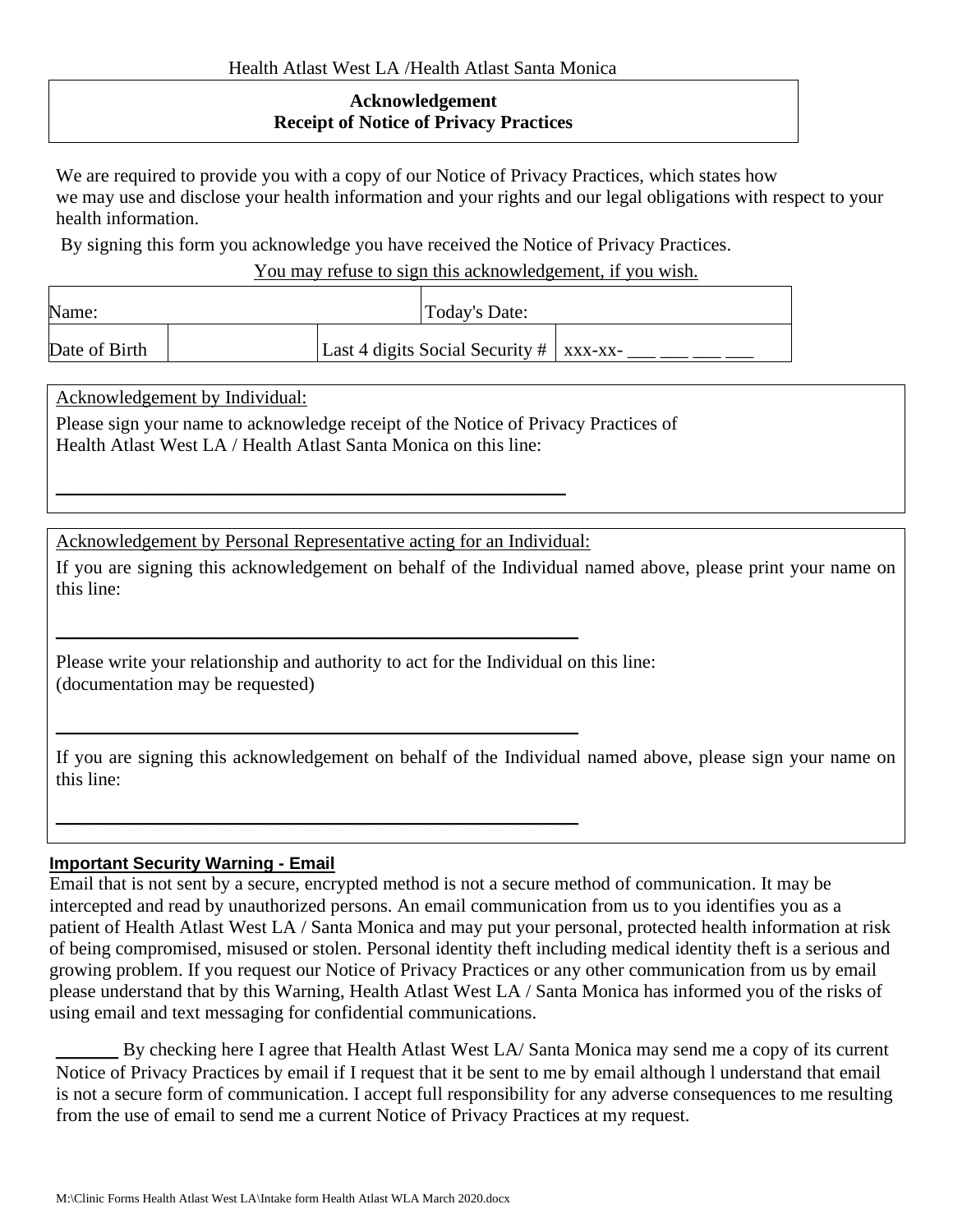Health Atlast West LA /Health Atlast Santa Monica

## Acknowledgement
## Receipt of Notice of Privacy Practices

We are required to provide you with a copy of our Notice of Privacy Practices, which states how we may use and disclose your health information and your rights and our legal obligations with respect to your health information.

By signing this form you acknowledge you have received the Notice of Privacy Practices.

You may refuse to sign this acknowledgement, if you wish.

| Name: | | Today's Date: | |
|---|---|---|---|
| Date of Birth | | Last 4 digits Social Security # | xxx-xx- ___ ___ ___ ___ |

Acknowledgement by Individual:

Please sign your name to acknowledge receipt of the Notice of Privacy Practices of Health Atlast West LA / Health Atlast Santa Monica on this line:

______________________________________________

Acknowledgement by Personal Representative acting for an Individual:

If you are signing this acknowledgement on behalf of the Individual named above, please print your name on this line:

______________________________________________

Please write your relationship and authority to act for the Individual on this line:
(documentation may be requested)

______________________________________________

If you are signing this acknowledgement on behalf of the Individual named above, please sign your name on this line:

______________________________________________

**Important Security Warning - Email**

Email that is not sent by a secure, encrypted method is not a secure method of communication. It may be intercepted and read by unauthorized persons. An email communication from us to you identifies you as a patient of Health Atlast West LA / Santa Monica and may put your personal, protected health information at risk of being compromised, misused or stolen. Personal identity theft including medical identity theft is a serious and growing problem. If you request our Notice of Privacy Practices or any other communication from us by email please understand that by this Warning, Health Atlast West LA / Santa Monica has informed you of the risks of using email and text messaging for confidential communications.

______ By checking here I agree that Health Atlast West LA/ Santa Monica may send me a copy of its current Notice of Privacy Practices by email if I request that it be sent to me by email although l understand that email is not a secure form of communication. I accept full responsibility for any adverse consequences to me resulting from the use of email to send me a current Notice of Privacy Practices at my request.

M:\Clinic Forms Health Atlast West LA\Intake form Health Atlast WLA March 2020.docx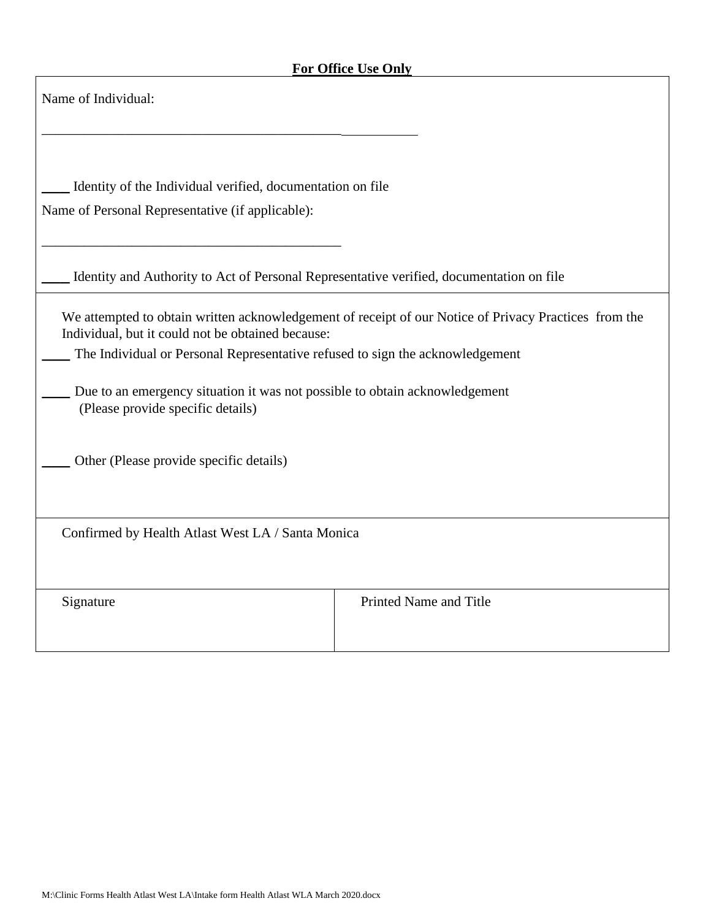**For Office Use Only**

Name of Individual:

______________________________________________________

____ Identity of the Individual verified, documentation on file

Name of Personal Representative (if applicable):

____________________________________________

____ Identity and Authority to Act of Personal Representative verified, documentation on file

We attempted to obtain written acknowledgement of receipt of our Notice of Privacy Practices from the Individual, but it could not be obtained because:

____ The Individual or Personal Representative refused to sign the acknowledgement

____ Due to an emergency situation it was not possible to obtain acknowledgement (Please provide specific details)

____ Other (Please provide specific details)

Confirmed by Health Atlast West LA / Santa Monica

| Signature | Printed Name and Title |
| --- | --- |
| | |

M:\Clinic Forms Health Atlast West LA\Intake form Health Atlast WLA March 2020.docx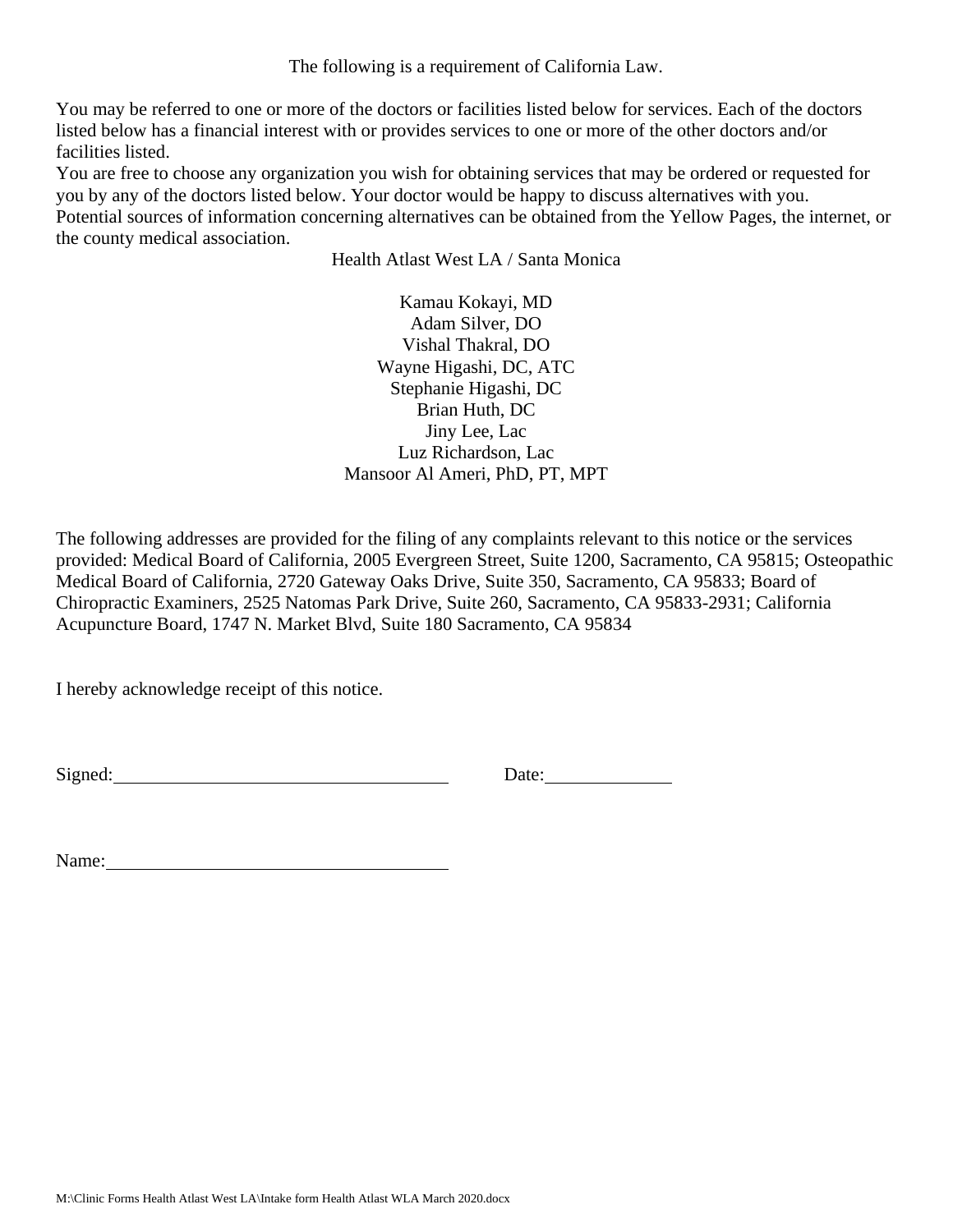The following is a requirement of California Law.

You may be referred to one or more of the doctors or facilities listed below for services. Each of the doctors listed below has a financial interest with or provides services to one or more of the other doctors and/or facilities listed.

You are free to choose any organization you wish for obtaining services that may be ordered or requested for you by any of the doctors listed below. Your doctor would be happy to discuss alternatives with you. Potential sources of information concerning alternatives can be obtained from the Yellow Pages, the internet, or the county medical association.

Health Atlast West LA / Santa Monica

Kamau Kokayi, MD
Adam Silver, DO
Vishal Thakral, DO
Wayne Higashi, DC, ATC
Stephanie Higashi, DC
Brian Huth, DC
Jiny Lee, Lac
Luz Richardson, Lac
Mansoor Al Ameri, PhD, PT, MPT

The following addresses are provided for the filing of any complaints relevant to this notice or the services provided: Medical Board of California, 2005 Evergreen Street, Suite 1200, Sacramento, CA 95815; Osteopathic Medical Board of California, 2720 Gateway Oaks Drive, Suite 350, Sacramento, CA 95833; Board of Chiropractic Examiners, 2525 Natomas Park Drive, Suite 260, Sacramento, CA 95833-2931; California Acupuncture Board, 1747 N. Market Blvd, Suite 180 Sacramento, CA 95834

I hereby acknowledge receipt of this notice.

Signed:\_\_\_\_\_\_\_\_\_\_\_\_\_\_\_\_\_\_\_\_\_\_\_\_\_\_\_\_\_\_\_\_\_\_\_\_ Date:\_\_\_\_\_\_\_\_\_\_\_\_\_\_

Name:\_\_\_\_\_\_\_\_\_\_\_\_\_\_\_\_\_\_\_\_\_\_\_\_\_\_\_\_\_\_\_\_\_\_\_\_

M:\Clinic Forms Health Atlast West LA\Intake form Health Atlast WLA March 2020.docx